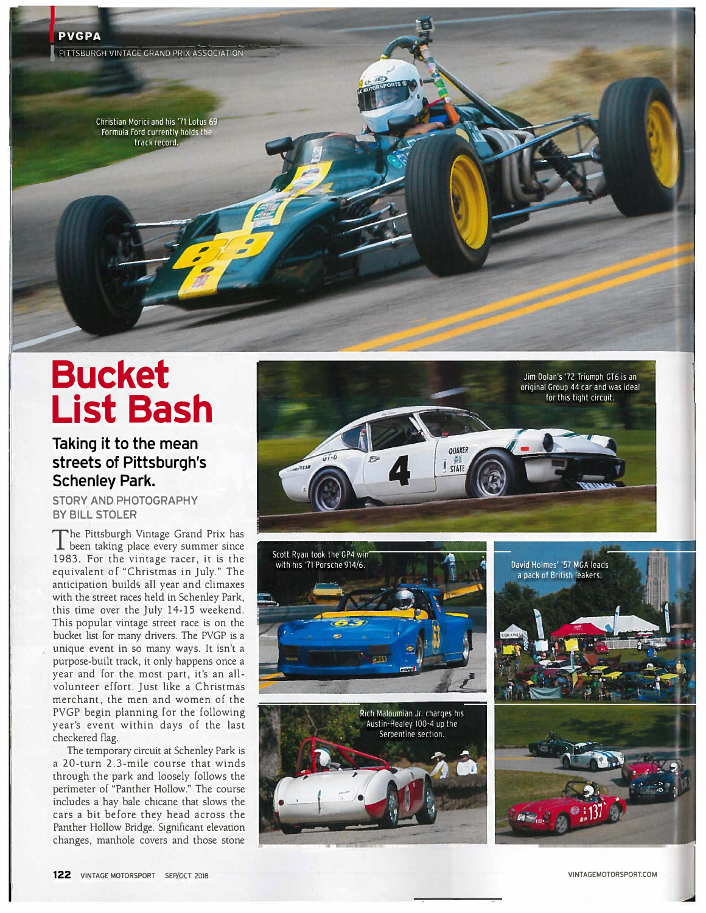PVGPA

PITTSBURGH VINTAGE GRAND PRIX ASSOCIATION

Christian Morici and his '71 Lotus 69 Formula Ford currently holds the track record.

# Bucket List Bash

## Taking it to the mean streets of Pittsburgh's Schenley Park.

STORY AND PHOTOGRAPHY BY BILL STOLER

The Pittsburgh Vintage Grand Prix has been taking place every summer since 1983. For the vintage racer, it is the equivalent of "Christmas in July." The anticipation builds all year and climaxes with the street races held in Schenley Park, this time over the July 14-15 weekend. This popular vintage street race is on the bucket list for many drivers. The PVGP is a unique event in so many ways. It isn't a purpose-built track, it only happens once a year and for the most part, it's an all-volunteer effort. Just like a Christmas merchant, the men and women of the PVGP begin planning for the following year's event within days of the last checkered flag.

The temporary circuit at Schenley Park is a 20-turn 2.3-mile course that winds through the park and loosely follows the perimeter of "Panther Hollow." The course includes a hay bale chicane that slows the cars a bit before they head across the Panther Hollow Bridge. Significant elevation changes, manhole covers and those stone

Jim Dolan's '72 Triumph GT6 is an original Group 44 car and was ideal for this tight circuit.

Scott Ryan took the GP4 win with his '71 Porsche 914/6.

David Holmes' '57 MGA leads a pack of British leakers.

Rich Maloumian Jr. charges his Austin-Healey 100-4 up the Serpentine section.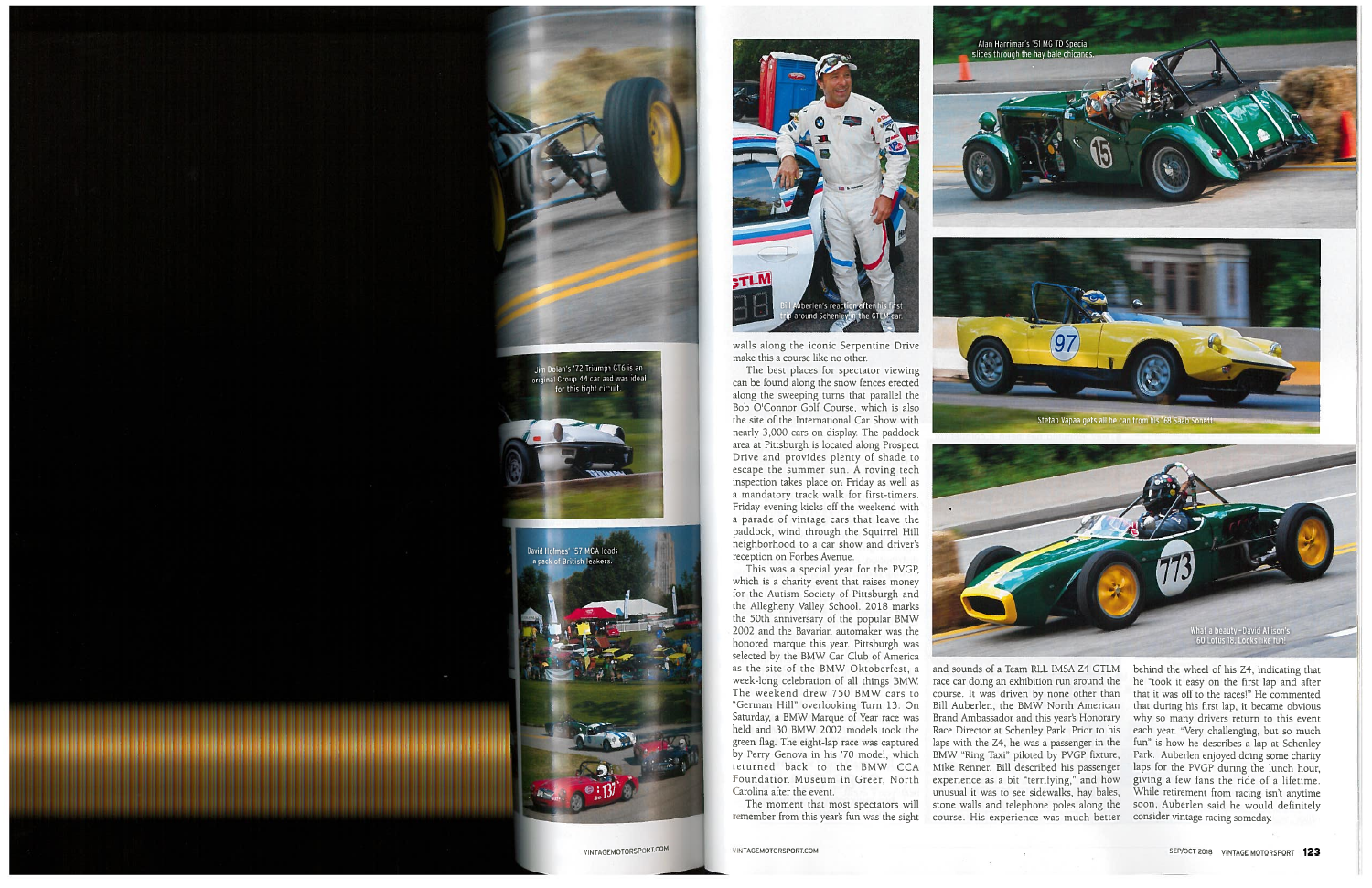Jim Dolan's '72 Triumph GT6 is an original Group 44 car and was ideal for this tight circuit.

David Holmes' '57 MGA leads a pack of British leakers.

Bill Auberlen's reaction after his first trip around Schenley in the GTLM car.

walls along the iconic Serpentine Drive make this a course like no other.

The best places for spectator viewing can be found along the snow fences erected along the sweeping turns that parallel the Bob O'Connor Golf Course, which is also the site of the International Car Show with nearly 3,000 cars on display. The paddock area at Pittsburgh is located along Prospect Drive and provides plenty of shade to escape the summer sun. A roving tech inspection takes place on Friday as well as a mandatory track walk for first-timers. Friday evening kicks off the weekend with a parade of vintage cars that leave the paddock, wind through the Squirrel Hill neighborhood to a car show and driver's reception on Forbes Avenue.

This was a special year for the PVGP, which is a charity event that raises money for the Autism Society of Pittsburgh and the Allegheny Valley School. 2018 marks the 50th anniversary of the popular BMW 2002 and the Bavarian automaker was the honored marque this year. Pittsburgh was selected by the BMW Car Club of America as the site of the BMW Oktoberfest, a week-long celebration of all things BMW. The weekend drew 750 BMW cars to "German Hill" overlooking Turn 13. On Saturday, a BMW Marque of Year race was held and 30 BMW 2002 models took the green flag. The eight-lap race was captured by Perry Genova in his '70 model, which returned back to the BMW CCA Foundation Museum in Greer, North Carolina after the event.

The moment that most spectators will remember from this year's fun was the sight and sounds of a Team RLL IMSA Z4 GTLM race car doing an exhibition run around the course. It was driven by none other than Bill Auberlen, the BMW North American Brand Ambassador and this year's Honorary Race Director at Schenley Park. Prior to his laps with the Z4, he was a passenger in the BMW "Ring Taxi" piloted by PVGP fixture, Mike Renner. Bill described his passenger experience as a bit "terrifying," and how unusual it was to see sidewalks, hay bales, stone walls and telephone poles along the course. His experience was much better behind the wheel of his Z4, indicating that he "took it easy on the first lap and after that it was off to the races!" He commented that during his first lap, it became obvious why so many drivers return to this event each year. "Very challenging, but so much fun" is how he describes a lap at Schenley Park. Auberlen enjoyed doing some charity laps for the PVGP during the lunch hour, giving a few fans the ride of a lifetime. While retirement from racing isn't anytime soon, Auberlen said he would definitely consider vintage racing someday.

Alan Harriman's '51 MG TD Special slices through the hay bale chicanes.

Stefan Vapaa gets all he can from his '68 Saab Sonett.

What a beauty–David Allison's '60 Lotus 18. Looks like fun!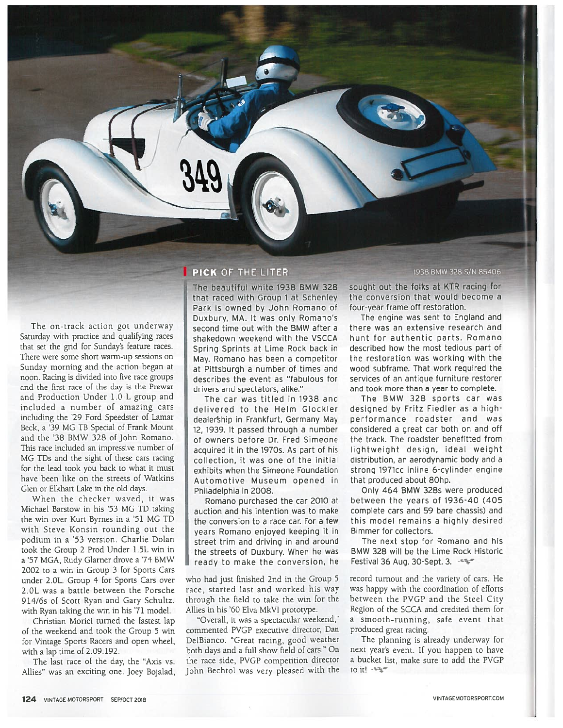The on-track action got underway Saturday with practice and qualifying races that set the grid for Sunday's feature races. There were some short warm-up sessions on Sunday morning and the action began at noon. Racing is divided into five race groups and the first race of the day is the Prewar and Production Under 1.0 L group and included a number of amazing cars including the '29 Ford Speedster of Lamar Beck, a '39 MG TB Special of Frank Mount and the '38 BMW 328 of John Romano. This race included an impressive number of MG TDs and the sight of these cars racing for the lead took you back to what it must have been like on the streets of Watkins Glen or Elkhart Lake in the old days.

When the checker waved, it was Michael Barstow in his '53 MG TD taking the win over Kurt Byrnes in a '51 MG TD with Steve Konsin rounding out the podium in a '53 version. Charlie Dolan took the Group 2 Prod Under 1.5L win in a '57 MGA, Rudy Glarner drove a '74 BMW 2002 to a win in Group 3 for Sports Cars under 2.0L. Group 4 for Sports Cars over 2.0L was a battle between the Porsche 914/6s of Scott Ryan and Gary Schultz, with Ryan taking the win in his '71 model.

Christian Morici turned the fastest lap of the weekend and took the Group 5 win for Vintage Sports Racers and open wheel, with a lap time of 2.09.192.

The last race of the day, the "Axis vs. Allies" was an exciting one. Joey Bojalad, who had just finished 2nd in the Group 5 race, started last and worked his way through the field to take the win for the Allies in his '60 Elva MkVI prototype.

"Overall, it was a spectacular weekend," commented PVGP executive director, Dan DelBianco. "Great racing, good weather both days and a full show field of cars." On the race side, PVGP competition director John Bechtol was very pleased with the record turnout and the variety of cars. He was happy with the coordination of efforts between the PVGP and the Steel City Region of the SCCA and credited them for a smooth-running, safe event that produced great racing.

The planning is already underway for next year's event. If you happen to have a bucket list, make sure to add the PVGP to it!

## PICK OF THE LITER

1938 BMW 328 S/N 85406

The beautiful white 1938 BMW 328 that raced with Group 1 at Schenley Park is owned by John Romano of Duxbury, MA. It was only Romano's second time out with the BMW after a shakedown weekend with the VSCCA Spring Sprints at Lime Rock back in May. Romano has been a competitor at Pittsburgh a number of times and describes the event as "fabulous for drivers and spectators, alike."

The car was titled in 1938 and delivered to the Helm Glockler dealership in Frankfurt, Germany May 12, 1939. It passed through a number of owners before Dr. Fred Simeone acquired it in the 1970s. As part of his collection, it was one of the initial exhibits when the Simeone Foundation Automotive Museum opened in Philadelphia in 2008.

Romano purchased the car 2010 at auction and his intention was to make the conversion to a race car. For a few years Romano enjoyed keeping it in street trim and driving in and around the streets of Duxbury. When he was ready to make the conversion, he sought out the folks at KTR racing for the conversion that would become a four-year frame off restoration.

The engine was sent to England and there was an extensive research and hunt for authentic parts. Romano described how the most tedious part of the restoration was working with the wood subframe. That work required the services of an antique furniture restorer and took more than a year to complete.

The BMW 328 sports car was designed by Fritz Fiedler as a high-performance roadster and was considered a great car both on and off the track. The roadster benefitted from lightweight design, ideal weight distribution, an aerodynamic body and a strong 1971cc inline 6-cylinder engine that produced about 80hp.

Only 464 BMW 328s were produced between the years of 1936-40 (405 complete cars and 59 bare chassis) and this model remains a highly desired Bimmer for collectors.

The next stop for Romano and his BMW 328 will be the Lime Rock Historic Festival 36 Aug. 30-Sept. 3.